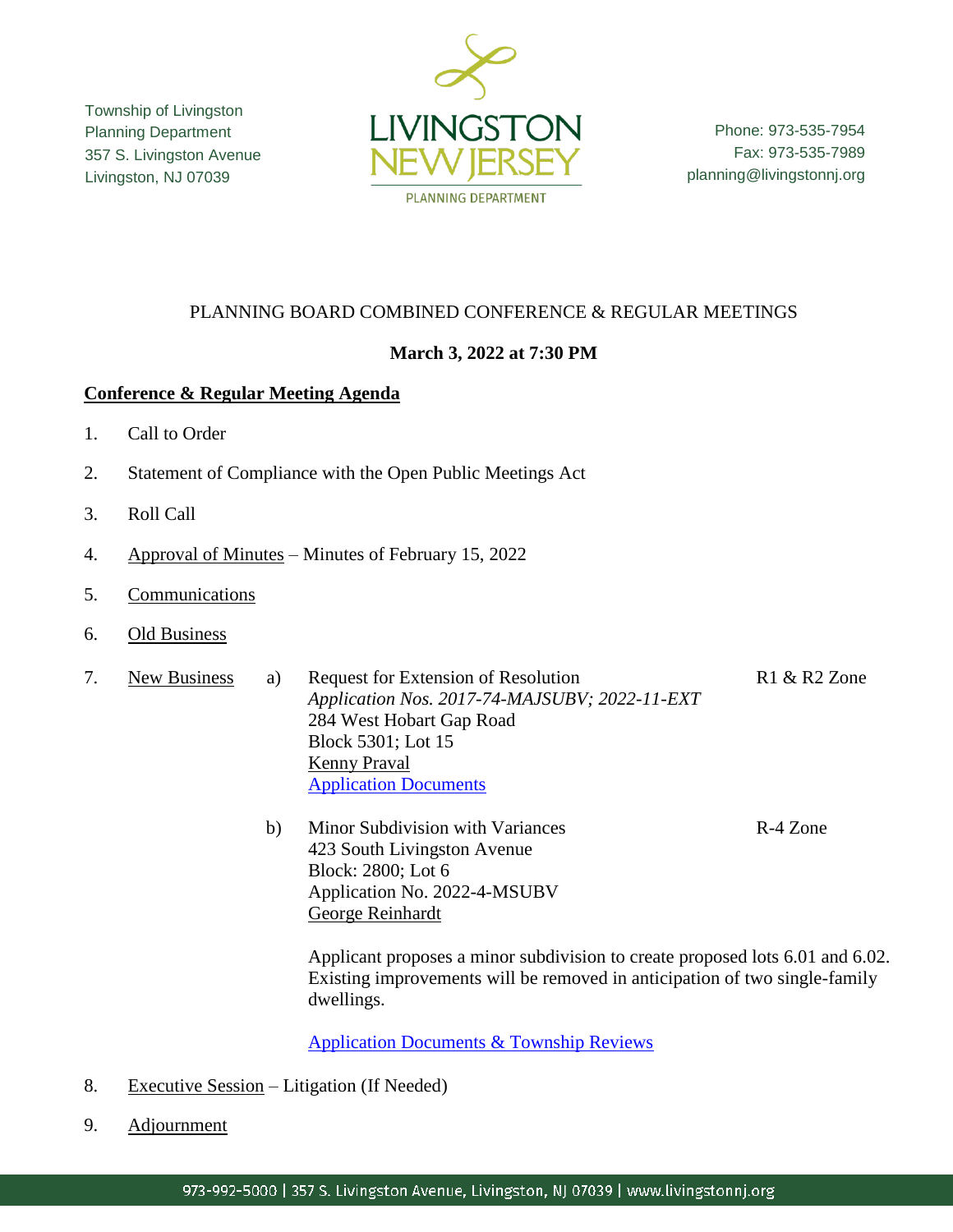Township of Livingston
Planning Department
357 S. Livingston Avenue
Livingston, NJ 07039

LIVINGSTON NEW JERSEY
PLANNING DEPARTMENT

Phone: 973-535-7954
Fax: 973-535-7989
planning@livingstonnj.org

PLANNING BOARD COMBINED CONFERENCE & REGULAR MEETINGS

**March 3, 2022 at 7:30 PM**

**Conference & Regular Meeting Agenda**

1. Call to Order
2. Statement of Compliance with the Open Public Meetings Act
3. Roll Call
4. Approval of Minutes – Minutes of February 15, 2022
5. Communications
6. Old Business
7. New Business

   a) Request for Extension of Resolution — R1 & R2 Zone
   *Application Nos. 2017-74-MAJSUBV; 2022-11-EXT*
   284 West Hobart Gap Road
   Block 5301; Lot 15
   Kenny Praval
   Application Documents

   b) Minor Subdivision with Variances — R-4 Zone
   423 South Livingston Avenue
   Block: 2800; Lot 6
   Application No. 2022-4-MSUBV
   George Reinhardt

   Applicant proposes a minor subdivision to create proposed lots 6.01 and 6.02. Existing improvements will be removed in anticipation of two single-family dwellings.

   Application Documents & Township Reviews

8. Executive Session – Litigation (If Needed)
9. Adjournment

973-992-5000 | 357 S. Livingston Avenue, Livingston, NJ 07039 | www.livingstonnj.org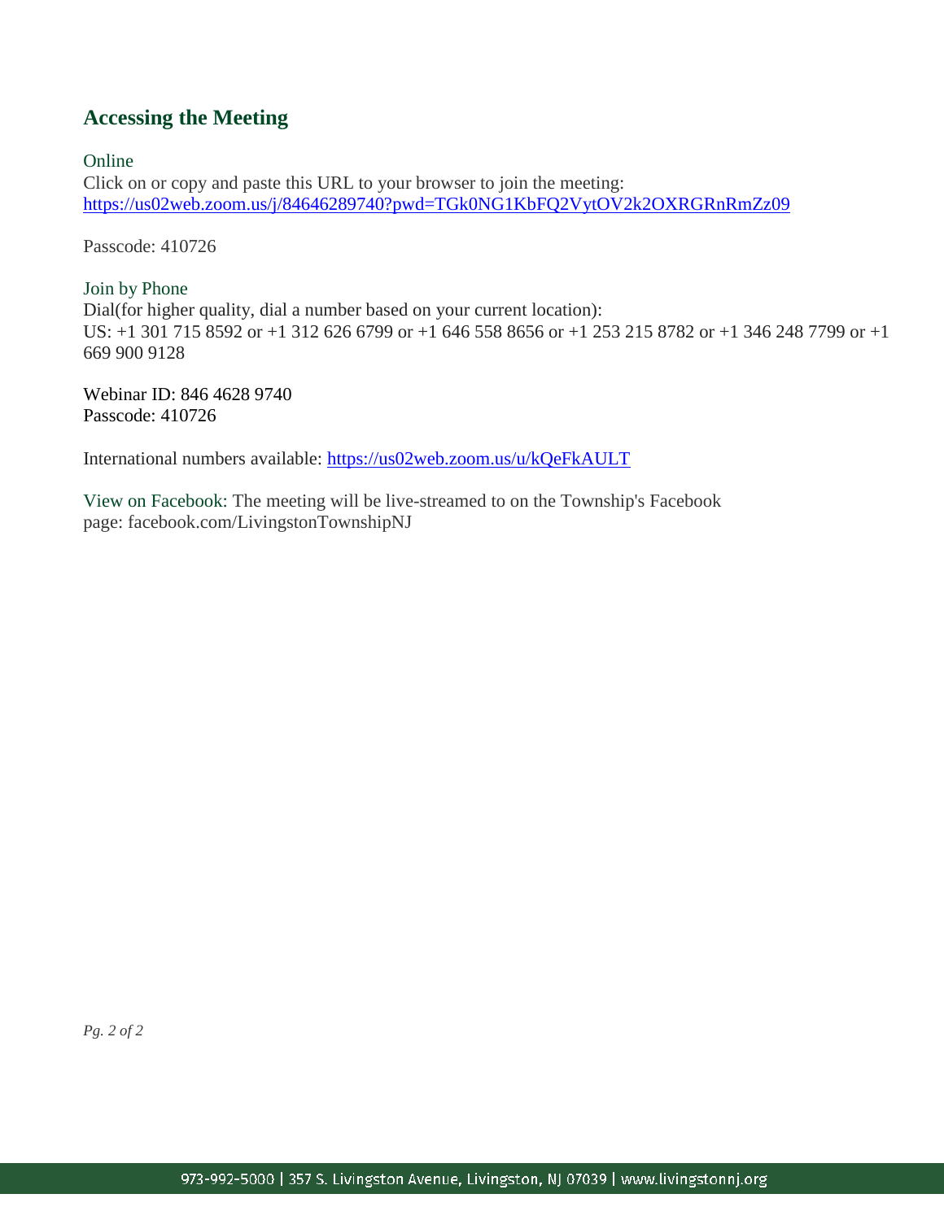## Accessing the Meeting

Online
Click on or copy and paste this URL to your browser to join the meeting:
https://us02web.zoom.us/j/84646289740?pwd=TGk0NG1KbFQ2VytOV2k2OXRGRnRmZz09

Passcode: 410726

Join by Phone
Dial(for higher quality, dial a number based on your current location):
US: +1 301 715 8592 or +1 312 626 6799 or +1 646 558 8656 or +1 253 215 8782 or +1 346 248 7799 or +1 669 900 9128

Webinar ID: 846 4628 9740
Passcode: 410726

International numbers available: https://us02web.zoom.us/u/kQeFkAULT

View on Facebook: The meeting will be live-streamed to on the Township's Facebook page: facebook.com/LivingstonTownshipNJ

973-992-5000 | 357 S. Livingston Avenue, Livingston, NJ 07039 | www.livingstonnj.org